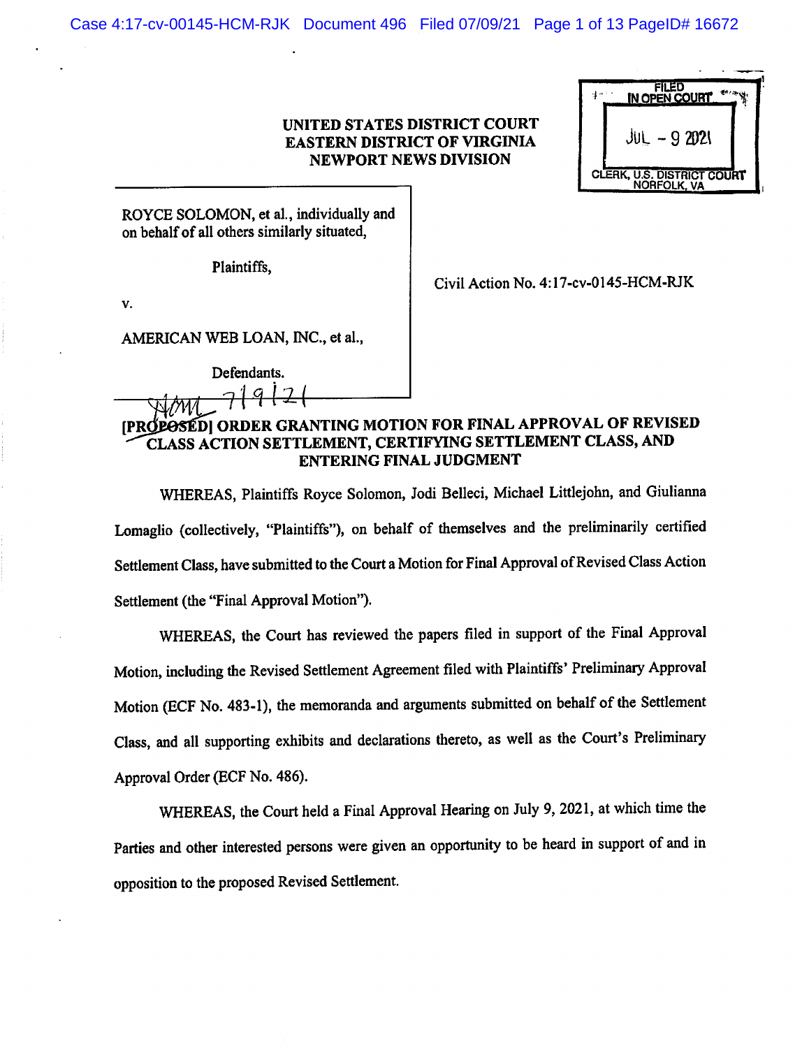UNITED STATES DISTRICT COURT
EASTERN DISTRICT OF VIRGINIA
NEWPORT NEWS DIVISION

FILED IN OPEN COURT
JUL - 9 2021
CLERK, U.S. DISTRICT COURT NORFOLK, VA

ROYCE SOLOMON, et al., individually and on behalf of all others similarly situated,

Plaintiffs,

v.

AMERICAN WEB LOAN, INC., et al.,

Defendants.

Civil Action No. 4:17-cv-0145-HCM-RJK

HCM 7/9/21

## [PROPOSED] ORDER GRANTING MOTION FOR FINAL APPROVAL OF REVISED CLASS ACTION SETTLEMENT, CERTIFYING SETTLEMENT CLASS, AND ENTERING FINAL JUDGMENT

WHEREAS, Plaintiffs Royce Solomon, Jodi Belleci, Michael Littlejohn, and Giulianna Lomaglio (collectively, "Plaintiffs"), on behalf of themselves and the preliminarily certified Settlement Class, have submitted to the Court a Motion for Final Approval of Revised Class Action Settlement (the "Final Approval Motion").

WHEREAS, the Court has reviewed the papers filed in support of the Final Approval Motion, including the Revised Settlement Agreement filed with Plaintiffs' Preliminary Approval Motion (ECF No. 483-1), the memoranda and arguments submitted on behalf of the Settlement Class, and all supporting exhibits and declarations thereto, as well as the Court's Preliminary Approval Order (ECF No. 486).

WHEREAS, the Court held a Final Approval Hearing on July 9, 2021, at which time the Parties and other interested persons were given an opportunity to be heard in support of and in opposition to the proposed Revised Settlement.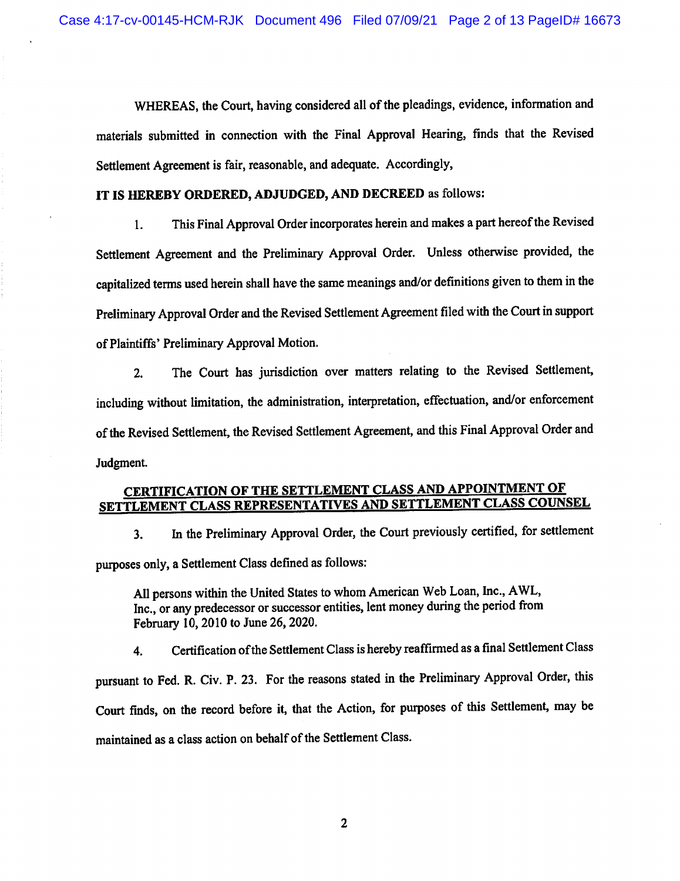WHEREAS, the Court, having considered all of the pleadings, evidence, information and materials submitted in connection with the Final Approval Hearing, finds that the Revised Settlement Agreement is fair, reasonable, and adequate. Accordingly,

**IT IS HEREBY ORDERED, ADJUDGED, AND DECREED** as follows:

1. This Final Approval Order incorporates herein and makes a part hereof the Revised Settlement Agreement and the Preliminary Approval Order. Unless otherwise provided, the capitalized terms used herein shall have the same meanings and/or definitions given to them in the Preliminary Approval Order and the Revised Settlement Agreement filed with the Court in support of Plaintiffs' Preliminary Approval Motion.

2. The Court has jurisdiction over matters relating to the Revised Settlement, including without limitation, the administration, interpretation, effectuation, and/or enforcement of the Revised Settlement, the Revised Settlement Agreement, and this Final Approval Order and Judgment.

## CERTIFICATION OF THE SETTLEMENT CLASS AND APPOINTMENT OF SETTLEMENT CLASS REPRESENTATIVES AND SETTLEMENT CLASS COUNSEL

3. In the Preliminary Approval Order, the Court previously certified, for settlement purposes only, a Settlement Class defined as follows:

> All persons within the United States to whom American Web Loan, Inc., AWL, Inc., or any predecessor or successor entities, lent money during the period from February 10, 2010 to June 26, 2020.

4. Certification of the Settlement Class is hereby reaffirmed as a final Settlement Class pursuant to Fed. R. Civ. P. 23. For the reasons stated in the Preliminary Approval Order, this Court finds, on the record before it, that the Action, for purposes of this Settlement, may be maintained as a class action on behalf of the Settlement Class.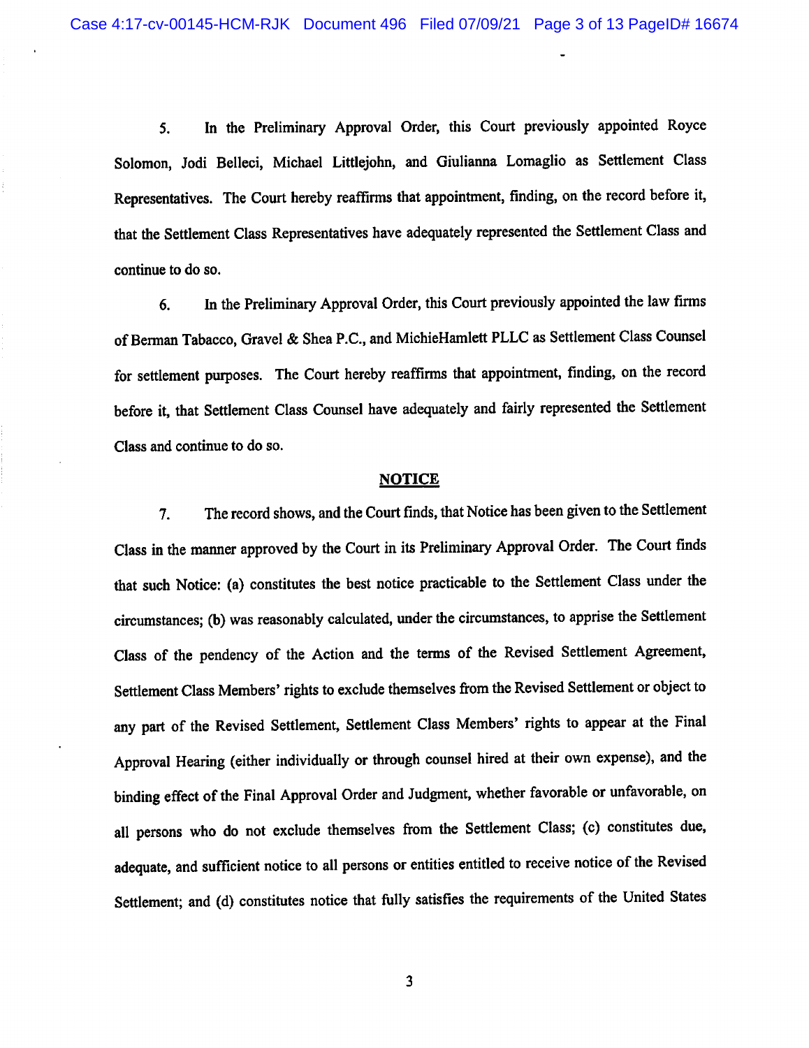5. In the Preliminary Approval Order, this Court previously appointed Royce Solomon, Jodi Belleci, Michael Littlejohn, and Giulianna Lomaglio as Settlement Class Representatives. The Court hereby reaffirms that appointment, finding, on the record before it, that the Settlement Class Representatives have adequately represented the Settlement Class and continue to do so.

6. In the Preliminary Approval Order, this Court previously appointed the law firms of Berman Tabacco, Gravel & Shea P.C., and MichieHamlett PLLC as Settlement Class Counsel for settlement purposes. The Court hereby reaffirms that appointment, finding, on the record before it, that Settlement Class Counsel have adequately and fairly represented the Settlement Class and continue to do so.

## NOTICE

7. The record shows, and the Court finds, that Notice has been given to the Settlement Class in the manner approved by the Court in its Preliminary Approval Order. The Court finds that such Notice: (a) constitutes the best notice practicable to the Settlement Class under the circumstances; (b) was reasonably calculated, under the circumstances, to apprise the Settlement Class of the pendency of the Action and the terms of the Revised Settlement Agreement, Settlement Class Members' rights to exclude themselves from the Revised Settlement or object to any part of the Revised Settlement, Settlement Class Members' rights to appear at the Final Approval Hearing (either individually or through counsel hired at their own expense), and the binding effect of the Final Approval Order and Judgment, whether favorable or unfavorable, on all persons who do not exclude themselves from the Settlement Class; (c) constitutes due, adequate, and sufficient notice to all persons or entities entitled to receive notice of the Revised Settlement; and (d) constitutes notice that fully satisfies the requirements of the United States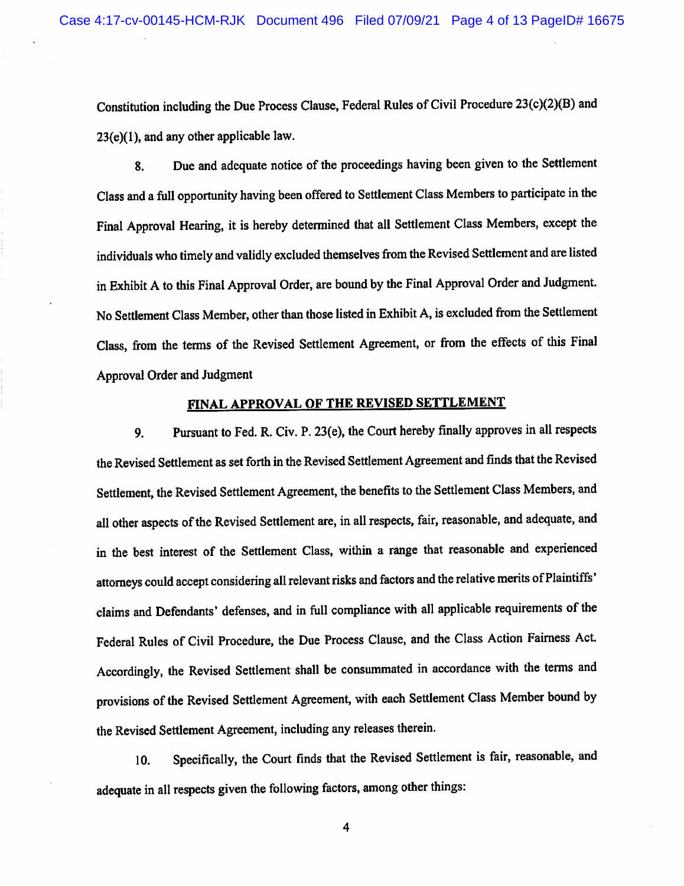Constitution including the Due Process Clause, Federal Rules of Civil Procedure 23(c)(2)(B) and 23(e)(1), and any other applicable law.

8. Due and adequate notice of the proceedings having been given to the Settlement Class and a full opportunity having been offered to Settlement Class Members to participate in the Final Approval Hearing, it is hereby determined that all Settlement Class Members, except the individuals who timely and validly excluded themselves from the Revised Settlement and are listed in Exhibit A to this Final Approval Order, are bound by the Final Approval Order and Judgment. No Settlement Class Member, other than those listed in Exhibit A, is excluded from the Settlement Class, from the terms of the Revised Settlement Agreement, or from the effects of this Final Approval Order and Judgment

## FINAL APPROVAL OF THE REVISED SETTLEMENT

9. Pursuant to Fed. R. Civ. P. 23(e), the Court hereby finally approves in all respects the Revised Settlement as set forth in the Revised Settlement Agreement and finds that the Revised Settlement, the Revised Settlement Agreement, the benefits to the Settlement Class Members, and all other aspects of the Revised Settlement are, in all respects, fair, reasonable, and adequate, and in the best interest of the Settlement Class, within a range that reasonable and experienced attorneys could accept considering all relevant risks and factors and the relative merits of Plaintiffs' claims and Defendants' defenses, and in full compliance with all applicable requirements of the Federal Rules of Civil Procedure, the Due Process Clause, and the Class Action Fairness Act. Accordingly, the Revised Settlement shall be consummated in accordance with the terms and provisions of the Revised Settlement Agreement, with each Settlement Class Member bound by the Revised Settlement Agreement, including any releases therein.

10. Specifically, the Court finds that the Revised Settlement is fair, reasonable, and adequate in all respects given the following factors, among other things: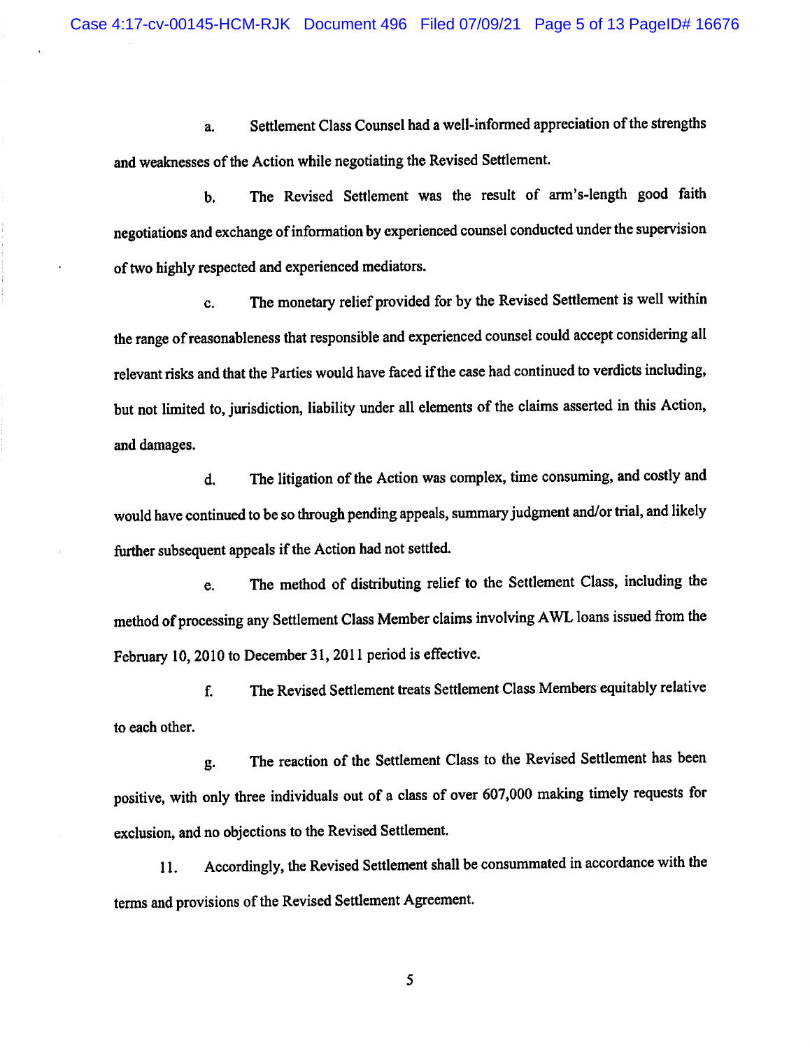a. Settlement Class Counsel had a well-informed appreciation of the strengths and weaknesses of the Action while negotiating the Revised Settlement.

b. The Revised Settlement was the result of arm's-length good faith negotiations and exchange of information by experienced counsel conducted under the supervision of two highly respected and experienced mediators.

c. The monetary relief provided for by the Revised Settlement is well within the range of reasonableness that responsible and experienced counsel could accept considering all relevant risks and that the Parties would have faced if the case had continued to verdicts including, but not limited to, jurisdiction, liability under all elements of the claims asserted in this Action, and damages.

d. The litigation of the Action was complex, time consuming, and costly and would have continued to be so through pending appeals, summary judgment and/or trial, and likely further subsequent appeals if the Action had not settled.

e. The method of distributing relief to the Settlement Class, including the method of processing any Settlement Class Member claims involving AWL loans issued from the February 10, 2010 to December 31, 2011 period is effective.

f. The Revised Settlement treats Settlement Class Members equitably relative to each other.

g. The reaction of the Settlement Class to the Revised Settlement has been positive, with only three individuals out of a class of over 607,000 making timely requests for exclusion, and no objections to the Revised Settlement.

11. Accordingly, the Revised Settlement shall be consummated in accordance with the terms and provisions of the Revised Settlement Agreement.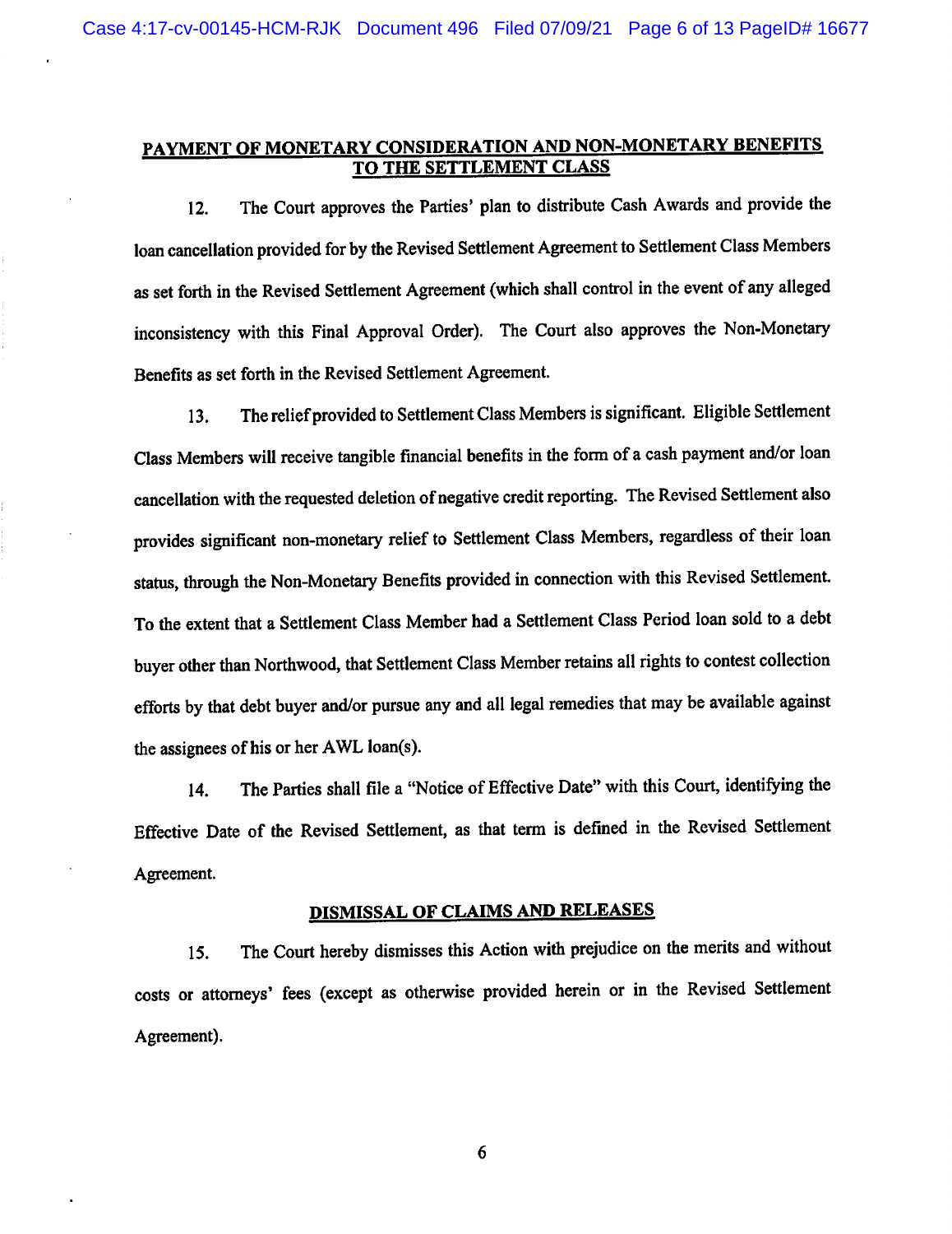## PAYMENT OF MONETARY CONSIDERATION AND NON-MONETARY BENEFITS TO THE SETTLEMENT CLASS

12. The Court approves the Parties' plan to distribute Cash Awards and provide the loan cancellation provided for by the Revised Settlement Agreement to Settlement Class Members as set forth in the Revised Settlement Agreement (which shall control in the event of any alleged inconsistency with this Final Approval Order). The Court also approves the Non-Monetary Benefits as set forth in the Revised Settlement Agreement.

13. The relief provided to Settlement Class Members is significant. Eligible Settlement Class Members will receive tangible financial benefits in the form of a cash payment and/or loan cancellation with the requested deletion of negative credit reporting. The Revised Settlement also provides significant non-monetary relief to Settlement Class Members, regardless of their loan status, through the Non-Monetary Benefits provided in connection with this Revised Settlement. To the extent that a Settlement Class Member had a Settlement Class Period loan sold to a debt buyer other than Northwood, that Settlement Class Member retains all rights to contest collection efforts by that debt buyer and/or pursue any and all legal remedies that may be available against the assignees of his or her AWL loan(s).

14. The Parties shall file a "Notice of Effective Date" with this Court, identifying the Effective Date of the Revised Settlement, as that term is defined in the Revised Settlement Agreement.

## DISMISSAL OF CLAIMS AND RELEASES

15. The Court hereby dismisses this Action with prejudice on the merits and without costs or attorneys' fees (except as otherwise provided herein or in the Revised Settlement Agreement).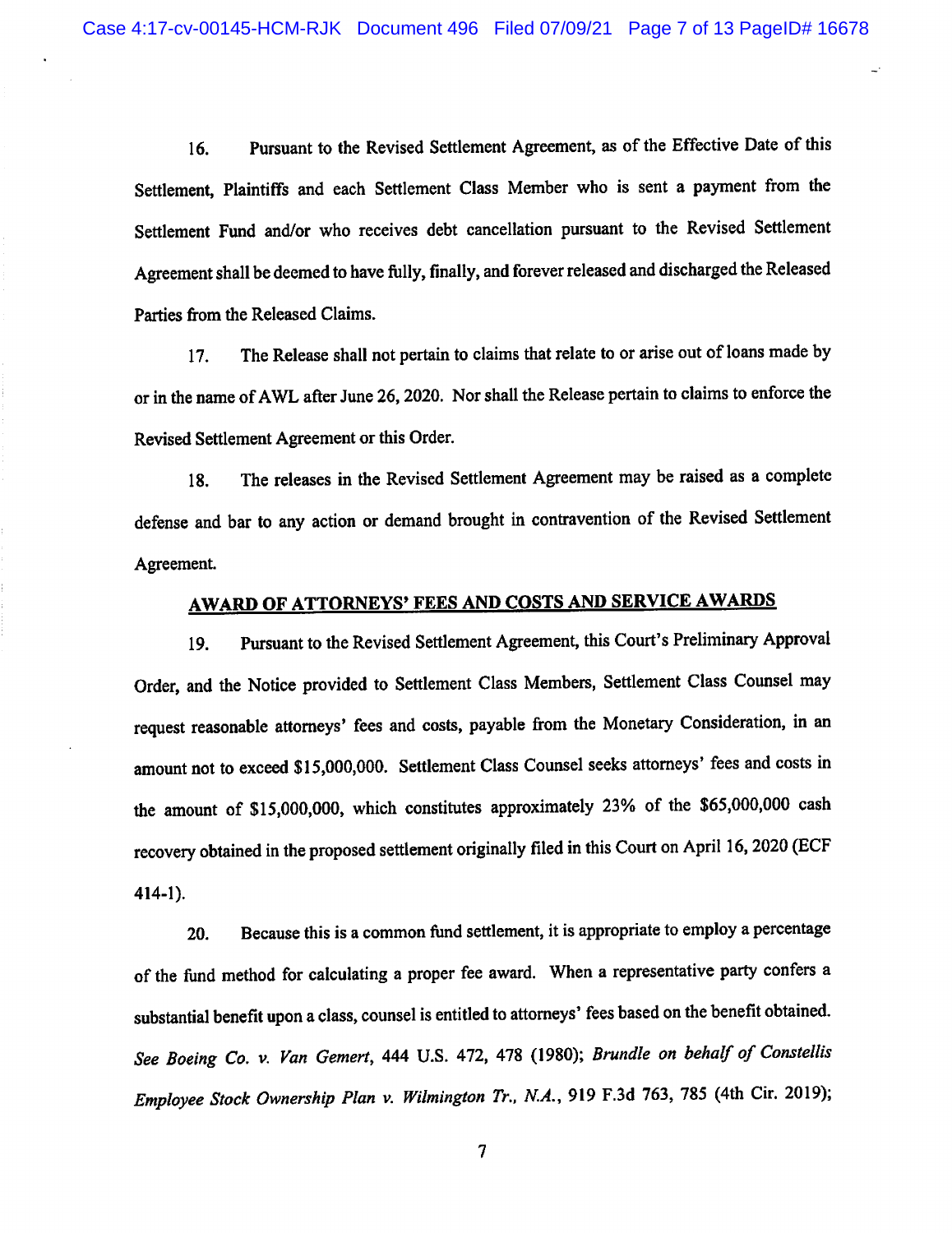16. Pursuant to the Revised Settlement Agreement, as of the Effective Date of this Settlement, Plaintiffs and each Settlement Class Member who is sent a payment from the Settlement Fund and/or who receives debt cancellation pursuant to the Revised Settlement Agreement shall be deemed to have fully, finally, and forever released and discharged the Released Parties from the Released Claims.

17. The Release shall not pertain to claims that relate to or arise out of loans made by or in the name of AWL after June 26, 2020. Nor shall the Release pertain to claims to enforce the Revised Settlement Agreement or this Order.

18. The releases in the Revised Settlement Agreement may be raised as a complete defense and bar to any action or demand brought in contravention of the Revised Settlement Agreement.

## AWARD OF ATTORNEYS' FEES AND COSTS AND SERVICE AWARDS

19. Pursuant to the Revised Settlement Agreement, this Court's Preliminary Approval Order, and the Notice provided to Settlement Class Members, Settlement Class Counsel may request reasonable attorneys' fees and costs, payable from the Monetary Consideration, in an amount not to exceed $15,000,000. Settlement Class Counsel seeks attorneys' fees and costs in the amount of $15,000,000, which constitutes approximately 23% of the $65,000,000 cash recovery obtained in the proposed settlement originally filed in this Court on April 16, 2020 (ECF 414-1).

20. Because this is a common fund settlement, it is appropriate to employ a percentage of the fund method for calculating a proper fee award. When a representative party confers a substantial benefit upon a class, counsel is entitled to attorneys' fees based on the benefit obtained. *See Boeing Co. v. Van Gemert*, 444 U.S. 472, 478 (1980); *Brundle on behalf of Constellis Employee Stock Ownership Plan v. Wilmington Tr., N.A.*, 919 F.3d 763, 785 (4th Cir. 2019);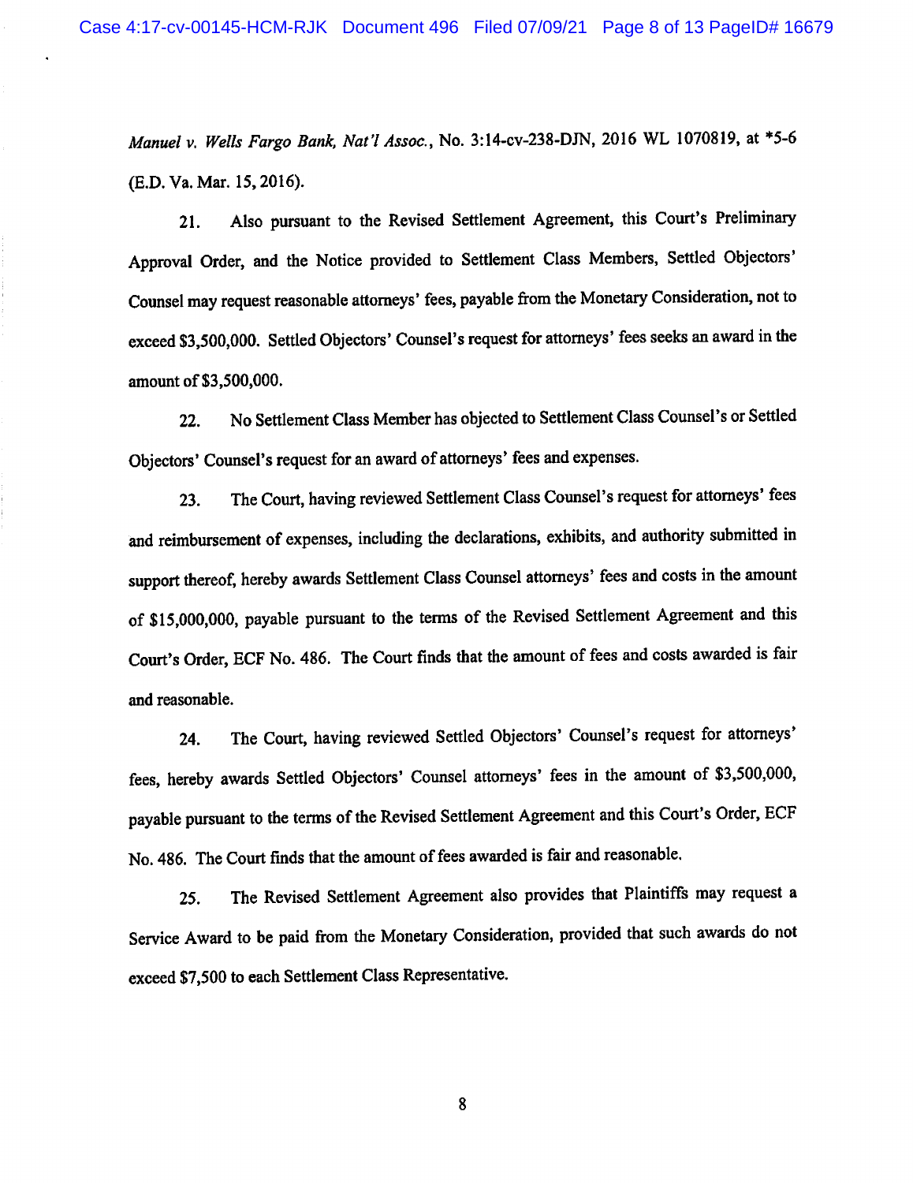*Manuel v. Wells Fargo Bank, Nat'l Assoc.*, No. 3:14-cv-238-DJN, 2016 WL 1070819, at *5-6 (E.D. Va. Mar. 15, 2016).

21. Also pursuant to the Revised Settlement Agreement, this Court's Preliminary Approval Order, and the Notice provided to Settlement Class Members, Settled Objectors' Counsel may request reasonable attorneys' fees, payable from the Monetary Consideration, not to exceed $3,500,000. Settled Objectors' Counsel's request for attorneys' fees seeks an award in the amount of $3,500,000.

22. No Settlement Class Member has objected to Settlement Class Counsel's or Settled Objectors' Counsel's request for an award of attorneys' fees and expenses.

23. The Court, having reviewed Settlement Class Counsel's request for attorneys' fees and reimbursement of expenses, including the declarations, exhibits, and authority submitted in support thereof, hereby awards Settlement Class Counsel attorneys' fees and costs in the amount of $15,000,000, payable pursuant to the terms of the Revised Settlement Agreement and this Court's Order, ECF No. 486. The Court finds that the amount of fees and costs awarded is fair and reasonable.

24. The Court, having reviewed Settled Objectors' Counsel's request for attorneys' fees, hereby awards Settled Objectors' Counsel attorneys' fees in the amount of $3,500,000, payable pursuant to the terms of the Revised Settlement Agreement and this Court's Order, ECF No. 486. The Court finds that the amount of fees awarded is fair and reasonable.

25. The Revised Settlement Agreement also provides that Plaintiffs may request a Service Award to be paid from the Monetary Consideration, provided that such awards do not exceed $7,500 to each Settlement Class Representative.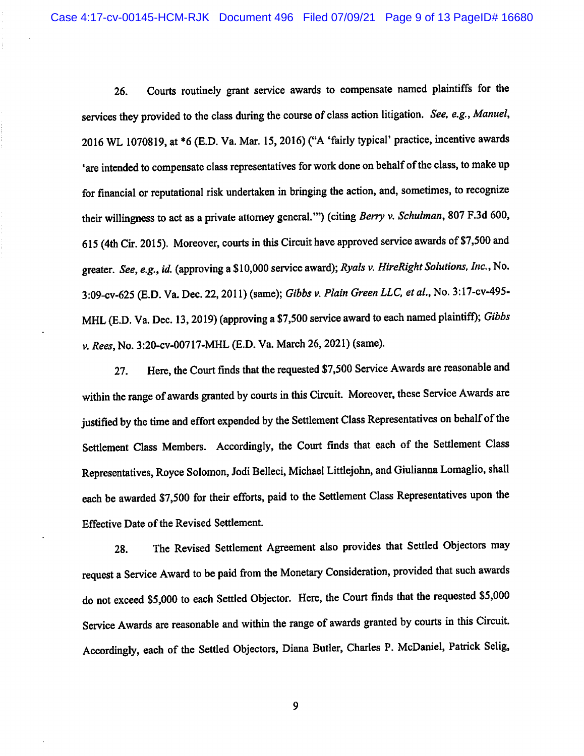26. Courts routinely grant service awards to compensate named plaintiffs for the services they provided to the class during the course of class action litigation. *See, e.g.*, *Manuel*, 2016 WL 1070819, at *6 (E.D. Va. Mar. 15, 2016) ("A 'fairly typical' practice, incentive awards 'are intended to compensate class representatives for work done on behalf of the class, to make up for financial or reputational risk undertaken in bringing the action, and, sometimes, to recognize their willingness to act as a private attorney general.'") (citing *Berry v. Schulman*, 807 F.3d 600, 615 (4th Cir. 2015). Moreover, courts in this Circuit have approved service awards of $7,500 and greater. *See, e.g.*, *id.* (approving a $10,000 service award); *Ryals v. HireRight Solutions, Inc.*, No. 3:09-cv-625 (E.D. Va. Dec. 22, 2011) (same); *Gibbs v. Plain Green LLC, et al.*, No. 3:17-cv-495-MHL (E.D. Va. Dec. 13, 2019) (approving a $7,500 service award to each named plaintiff); *Gibbs v. Rees*, No. 3:20-cv-00717-MHL (E.D. Va. March 26, 2021) (same).

27. Here, the Court finds that the requested $7,500 Service Awards are reasonable and within the range of awards granted by courts in this Circuit. Moreover, these Service Awards are justified by the time and effort expended by the Settlement Class Representatives on behalf of the Settlement Class Members. Accordingly, the Court finds that each of the Settlement Class Representatives, Royce Solomon, Jodi Belleci, Michael Littlejohn, and Giulianna Lomaglio, shall each be awarded $7,500 for their efforts, paid to the Settlement Class Representatives upon the Effective Date of the Revised Settlement.

28. The Revised Settlement Agreement also provides that Settled Objectors may request a Service Award to be paid from the Monetary Consideration, provided that such awards do not exceed $5,000 to each Settled Objector. Here, the Court finds that the requested $5,000 Service Awards are reasonable and within the range of awards granted by courts in this Circuit. Accordingly, each of the Settled Objectors, Diana Butler, Charles P. McDaniel, Patrick Selig,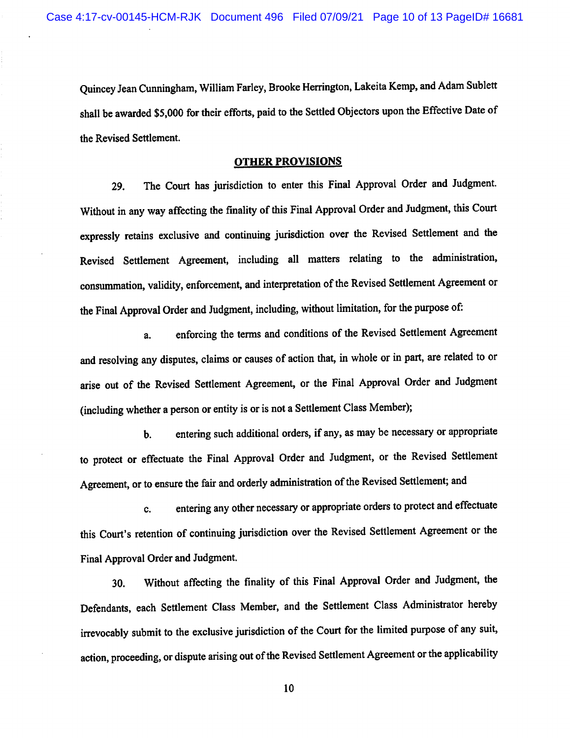Quincey Jean Cunningham, William Farley, Brooke Herrington, Lakeita Kemp, and Adam Sublett shall be awarded $5,000 for their efforts, paid to the Settled Objectors upon the Effective Date of the Revised Settlement.

## OTHER PROVISIONS

29. The Court has jurisdiction to enter this Final Approval Order and Judgment. Without in any way affecting the finality of this Final Approval Order and Judgment, this Court expressly retains exclusive and continuing jurisdiction over the Revised Settlement and the Revised Settlement Agreement, including all matters relating to the administration, consummation, validity, enforcement, and interpretation of the Revised Settlement Agreement or the Final Approval Order and Judgment, including, without limitation, for the purpose of:

a. enforcing the terms and conditions of the Revised Settlement Agreement and resolving any disputes, claims or causes of action that, in whole or in part, are related to or arise out of the Revised Settlement Agreement, or the Final Approval Order and Judgment (including whether a person or entity is or is not a Settlement Class Member);

b. entering such additional orders, if any, as may be necessary or appropriate to protect or effectuate the Final Approval Order and Judgment, or the Revised Settlement Agreement, or to ensure the fair and orderly administration of the Revised Settlement; and

c. entering any other necessary or appropriate orders to protect and effectuate this Court's retention of continuing jurisdiction over the Revised Settlement Agreement or the Final Approval Order and Judgment.

30. Without affecting the finality of this Final Approval Order and Judgment, the Defendants, each Settlement Class Member, and the Settlement Class Administrator hereby irrevocably submit to the exclusive jurisdiction of the Court for the limited purpose of any suit, action, proceeding, or dispute arising out of the Revised Settlement Agreement or the applicability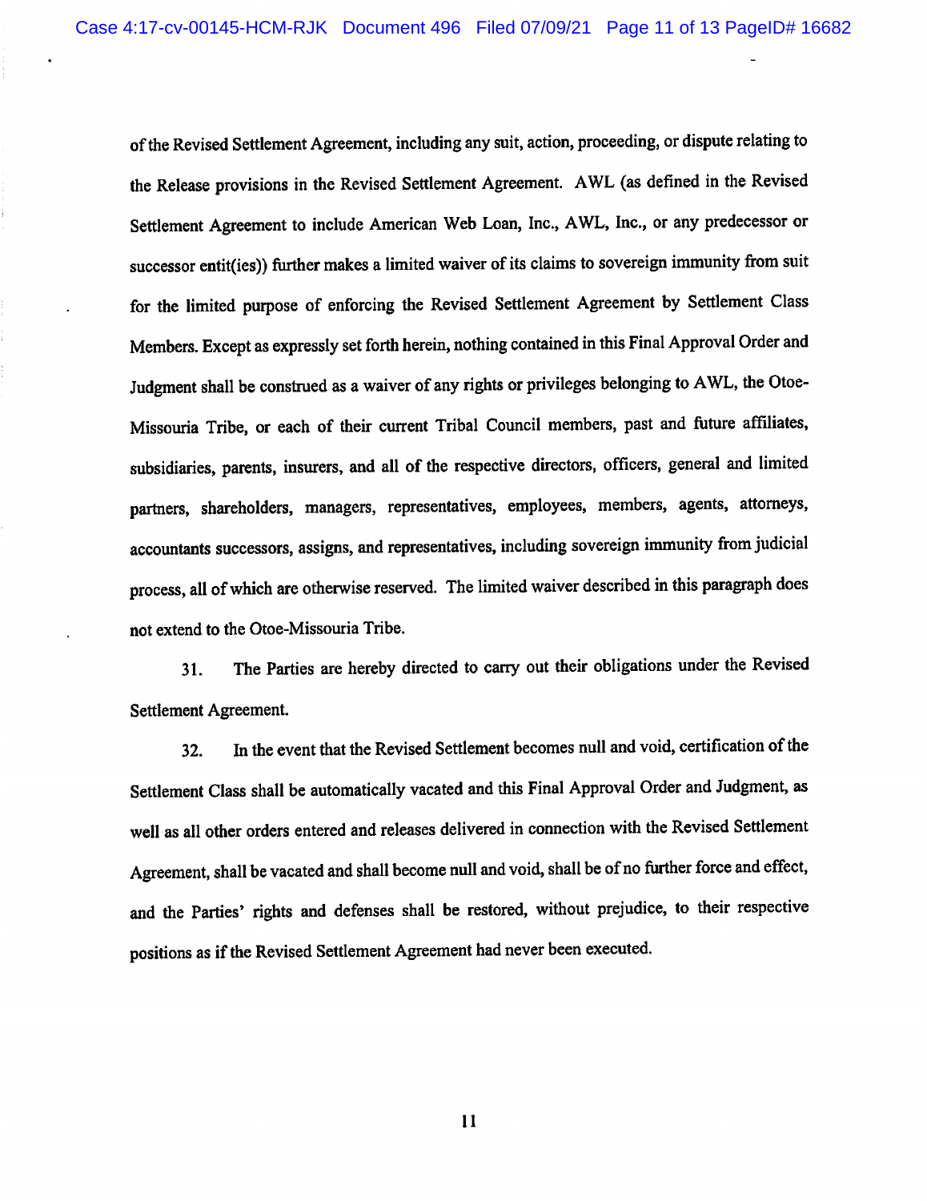of the Revised Settlement Agreement, including any suit, action, proceeding, or dispute relating to the Release provisions in the Revised Settlement Agreement. AWL (as defined in the Revised Settlement Agreement to include American Web Loan, Inc., AWL, Inc., or any predecessor or successor entit(ies)) further makes a limited waiver of its claims to sovereign immunity from suit for the limited purpose of enforcing the Revised Settlement Agreement by Settlement Class Members. Except as expressly set forth herein, nothing contained in this Final Approval Order and Judgment shall be construed as a waiver of any rights or privileges belonging to AWL, the Otoe-Missouria Tribe, or each of their current Tribal Council members, past and future affiliates, subsidiaries, parents, insurers, and all of the respective directors, officers, general and limited partners, shareholders, managers, representatives, employees, members, agents, attorneys, accountants successors, assigns, and representatives, including sovereign immunity from judicial process, all of which are otherwise reserved. The limited waiver described in this paragraph does not extend to the Otoe-Missouria Tribe.

31. The Parties are hereby directed to carry out their obligations under the Revised Settlement Agreement.

32. In the event that the Revised Settlement becomes null and void, certification of the Settlement Class shall be automatically vacated and this Final Approval Order and Judgment, as well as all other orders entered and releases delivered in connection with the Revised Settlement Agreement, shall be vacated and shall become null and void, shall be of no further force and effect, and the Parties' rights and defenses shall be restored, without prejudice, to their respective positions as if the Revised Settlement Agreement had never been executed.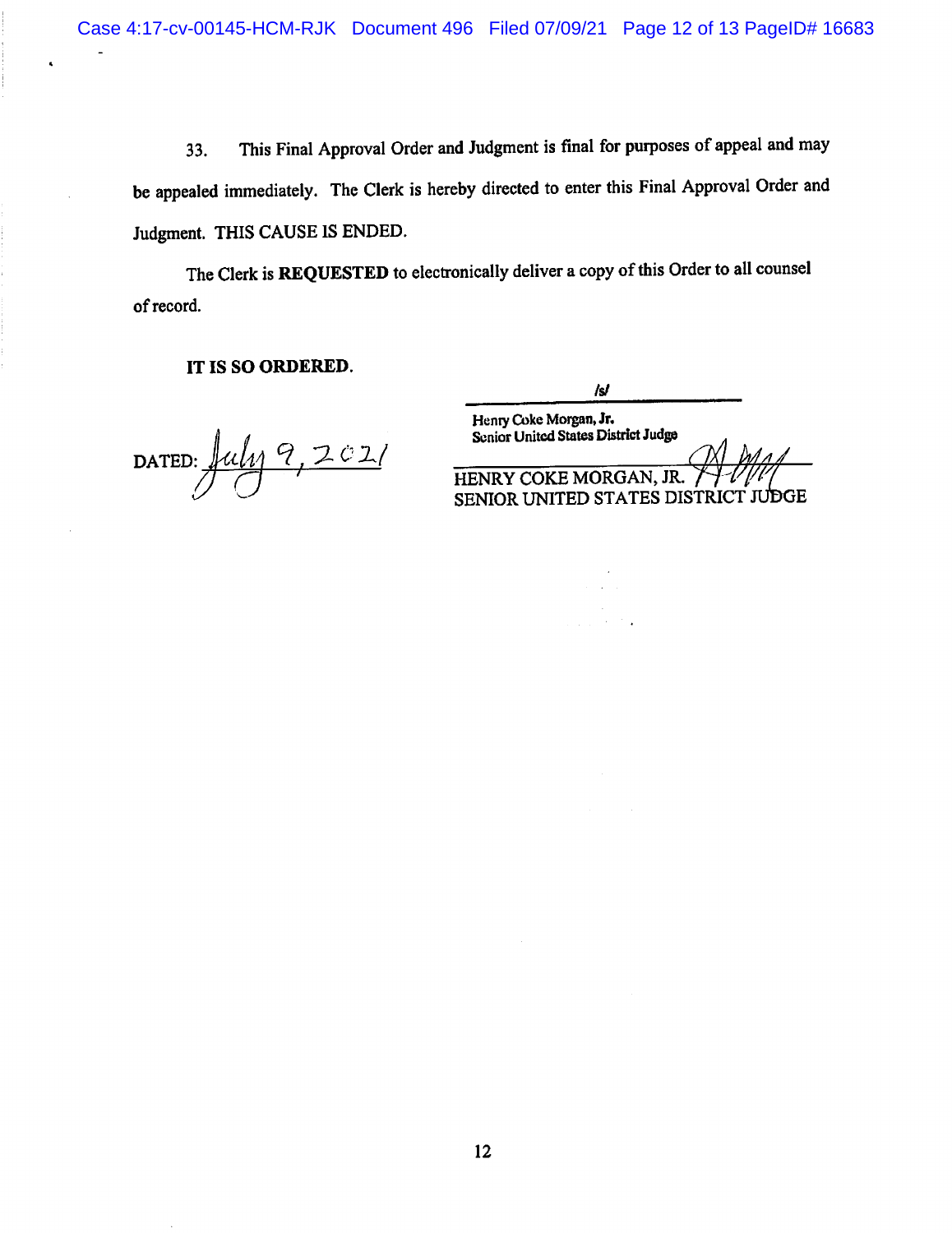33. This Final Approval Order and Judgment is final for purposes of appeal and may be appealed immediately. The Clerk is hereby directed to enter this Final Approval Order and Judgment. THIS CAUSE IS ENDED.

The Clerk is **REQUESTED** to electronically deliver a copy of this Order to all counsel of record.

**IT IS SO ORDERED.**

/s/
Henry Coke Morgan, Jr.
Senior United States District Judge

DATED: July 9, 2021

HENRY COKE MORGAN, JR.
SENIOR UNITED STATES DISTRICT JUDGE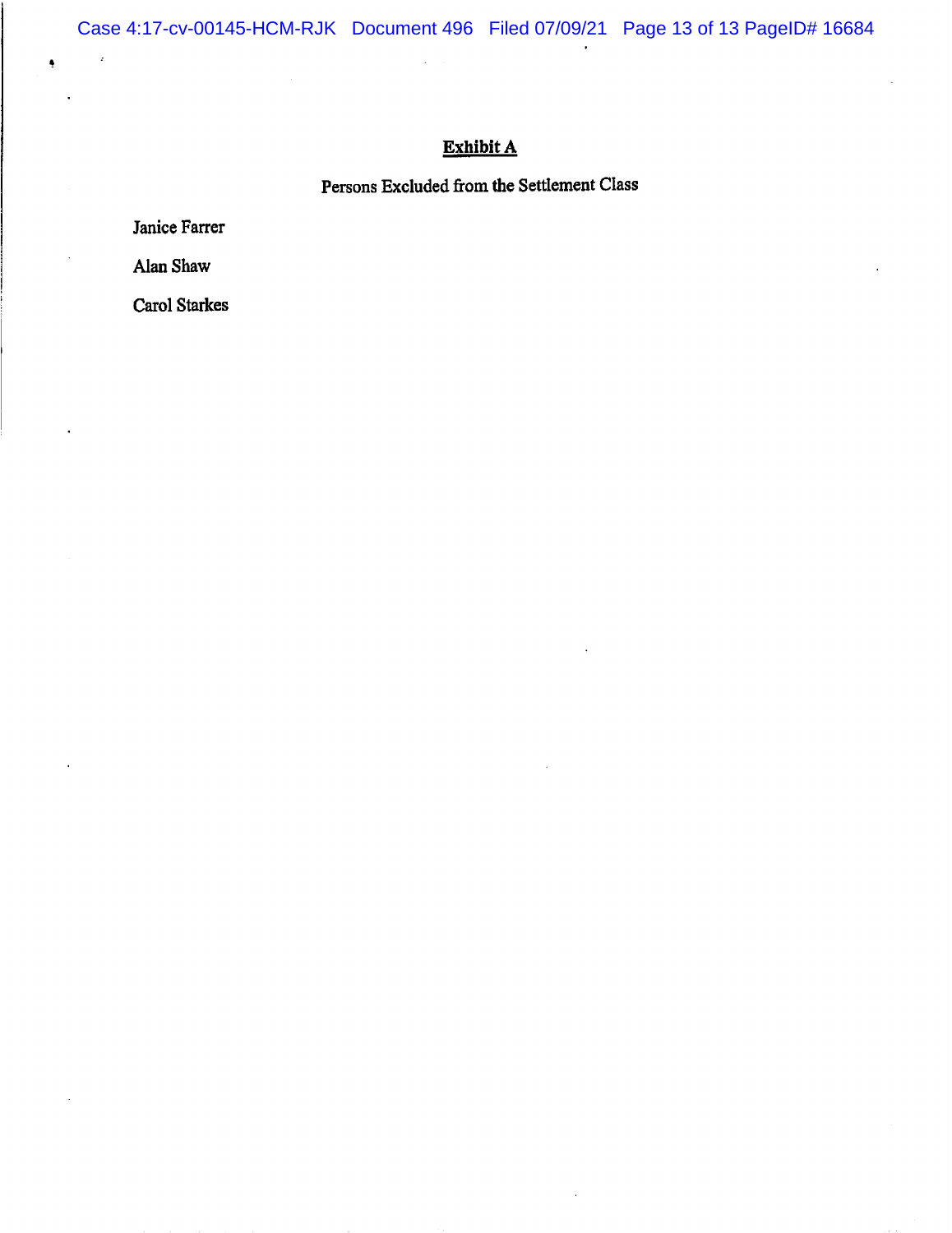**Exhibit A**

Persons Excluded from the Settlement Class

Janice Farrer

Alan Shaw

Carol Starkes